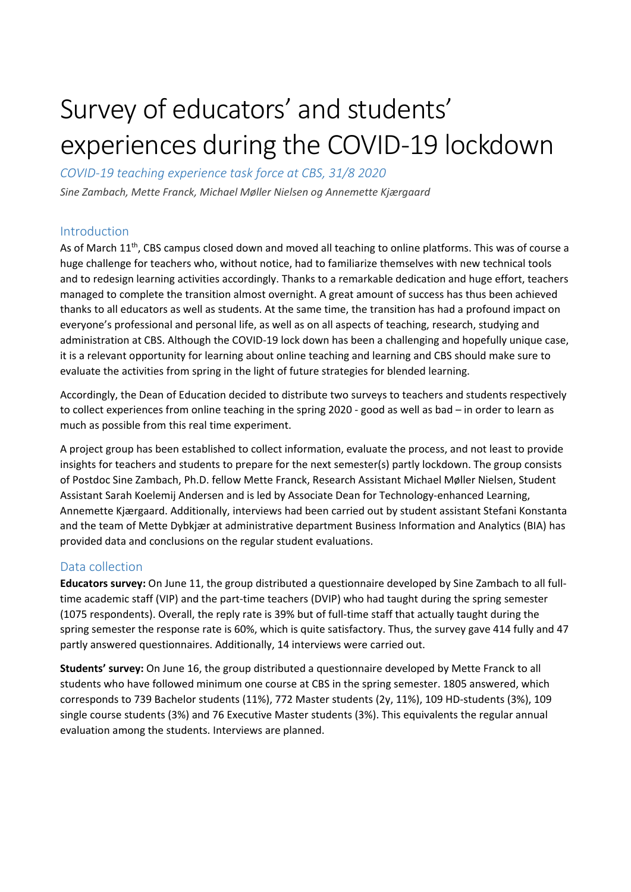# Survey of educators' and students' experiences during the COVID-19 lockdown

*COVID-19 teaching experience task force at CBS, 31/8 2020*

*Sine Zambach, Mette Franck, Michael Møller Nielsen og Annemette Kjærgaard*

## Introduction

As of March 11th, CBS campus closed down and moved all teaching to online platforms. This was of course a huge challenge for teachers who, without notice, had to familiarize themselves with new technical tools and to redesign learning activities accordingly. Thanks to a remarkable dedication and huge effort, teachers managed to complete the transition almost overnight. A great amount of success has thus been achieved thanks to all educators as well as students. At the same time, the transition has had a profound impact on everyone's professional and personal life, as well as on all aspects of teaching, research, studying and administration at CBS. Although the COVID-19 lock down has been a challenging and hopefully unique case, it is a relevant opportunity for learning about online teaching and learning and CBS should make sure to evaluate the activities from spring in the light of future strategies for blended learning.

Accordingly, the Dean of Education decided to distribute two surveys to teachers and students respectively to collect experiences from online teaching in the spring 2020 - good as well as bad – in order to learn as much as possible from this real time experiment.

A project group has been established to collect information, evaluate the process, and not least to provide insights for teachers and students to prepare for the next semester(s) partly lockdown. The group consists of Postdoc Sine Zambach, Ph.D. fellow Mette Franck, Research Assistant Michael Møller Nielsen, Student Assistant Sarah Koelemij Andersen and is led by Associate Dean for Technology-enhanced Learning, Annemette Kjærgaard. Additionally, interviews had been carried out by student assistant Stefani Konstanta and the team of Mette Dybkjær at administrative department Business Information and Analytics (BIA) has provided data and conclusions on the regular student evaluations.

## Data collection

**Educators survey:** On June 11, the group distributed a questionnaire developed by Sine Zambach to all full-time academic staff (VIP) and the part-time teachers (DVIP) who had taught during the spring semester (1075 respondents). Overall, the reply rate is 39% but of full-time staff that actually taught during the spring semester the response rate is 60%, which is quite satisfactory. Thus, the survey gave 414 fully and 47 partly answered questionnaires. Additionally, 14 interviews were carried out.

**Students' survey:** On June 16, the group distributed a questionnaire developed by Mette Franck to all students who have followed minimum one course at CBS in the spring semester. 1805 answered, which corresponds to 739 Bachelor students (11%), 772 Master students (2y, 11%), 109 HD-students (3%), 109 single course students (3%) and 76 Executive Master students (3%). This equivalents the regular annual evaluation among the students. Interviews are planned.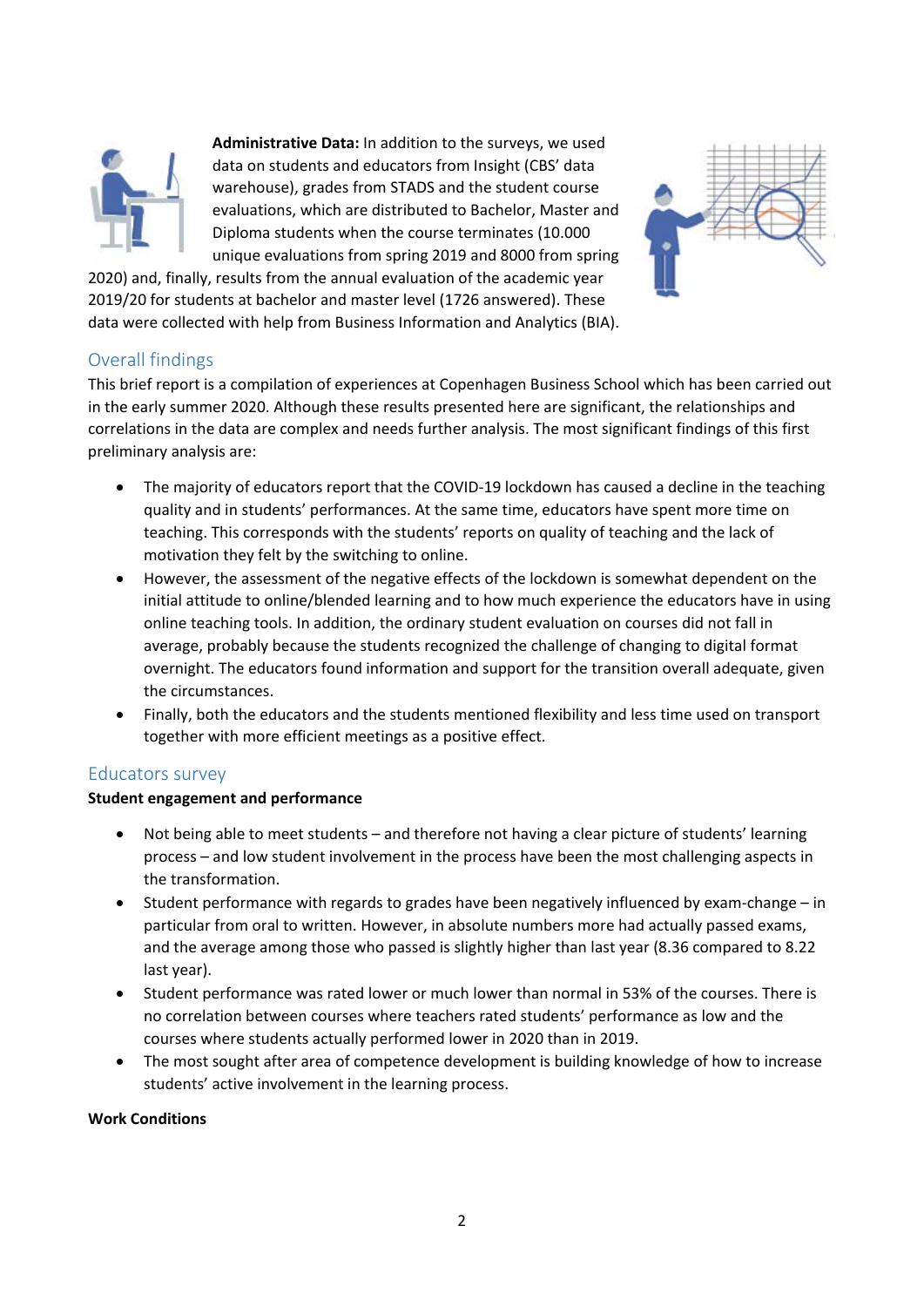**Administrative Data:** In addition to the surveys, we used data on students and educators from Insight (CBS' data warehouse), grades from STADS and the student course evaluations, which are distributed to Bachelor, Master and Diploma students when the course terminates (10.000 unique evaluations from spring 2019 and 8000 from spring 2020) and, finally, results from the annual evaluation of the academic year 2019/20 for students at bachelor and master level (1726 answered). These data were collected with help from Business Information and Analytics (BIA).

## Overall findings

This brief report is a compilation of experiences at Copenhagen Business School which has been carried out in the early summer 2020. Although these results presented here are significant, the relationships and correlations in the data are complex and needs further analysis. The most significant findings of this first preliminary analysis are:

- The majority of educators report that the COVID-19 lockdown has caused a decline in the teaching quality and in students' performances. At the same time, educators have spent more time on teaching. This corresponds with the students' reports on quality of teaching and the lack of motivation they felt by the switching to online.
- However, the assessment of the negative effects of the lockdown is somewhat dependent on the initial attitude to online/blended learning and to how much experience the educators have in using online teaching tools. In addition, the ordinary student evaluation on courses did not fall in average, probably because the students recognized the challenge of changing to digital format overnight. The educators found information and support for the transition overall adequate, given the circumstances.
- Finally, both the educators and the students mentioned flexibility and less time used on transport together with more efficient meetings as a positive effect.

## Educators survey

**Student engagement and performance**

- Not being able to meet students – and therefore not having a clear picture of students' learning process – and low student involvement in the process have been the most challenging aspects in the transformation.
- Student performance with regards to grades have been negatively influenced by exam-change – in particular from oral to written. However, in absolute numbers more had actually passed exams, and the average among those who passed is slightly higher than last year (8.36 compared to 8.22 last year).
- Student performance was rated lower or much lower than normal in 53% of the courses. There is no correlation between courses where teachers rated students' performance as low and the courses where students actually performed lower in 2020 than in 2019.
- The most sought after area of competence development is building knowledge of how to increase students' active involvement in the learning process.

**Work Conditions**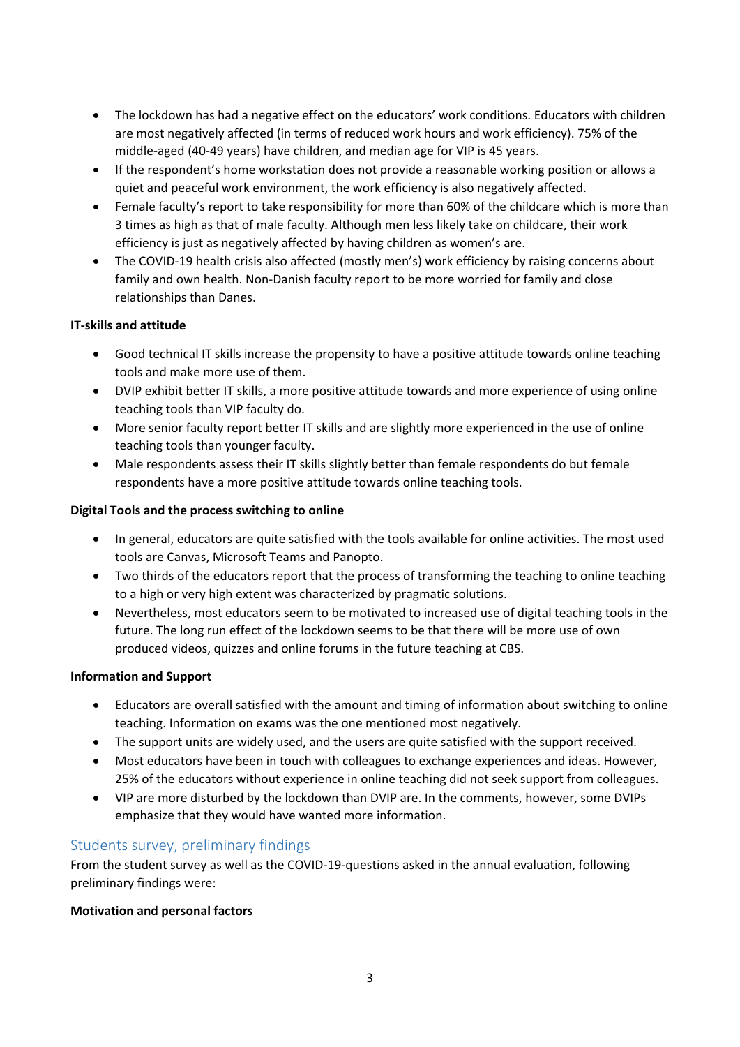- The lockdown has had a negative effect on the educators' work conditions. Educators with children are most negatively affected (in terms of reduced work hours and work efficiency). 75% of the middle-aged (40-49 years) have children, and median age for VIP is 45 years.
- If the respondent's home workstation does not provide a reasonable working position or allows a quiet and peaceful work environment, the work efficiency is also negatively affected.
- Female faculty's report to take responsibility for more than 60% of the childcare which is more than 3 times as high as that of male faculty. Although men less likely take on childcare, their work efficiency is just as negatively affected by having children as women's are.
- The COVID-19 health crisis also affected (mostly men's) work efficiency by raising concerns about family and own health. Non-Danish faculty report to be more worried for family and close relationships than Danes.

**IT-skills and attitude**

- Good technical IT skills increase the propensity to have a positive attitude towards online teaching tools and make more use of them.
- DVIP exhibit better IT skills, a more positive attitude towards and more experience of using online teaching tools than VIP faculty do.
- More senior faculty report better IT skills and are slightly more experienced in the use of online teaching tools than younger faculty.
- Male respondents assess their IT skills slightly better than female respondents do but female respondents have a more positive attitude towards online teaching tools.

**Digital Tools and the process switching to online**

- In general, educators are quite satisfied with the tools available for online activities. The most used tools are Canvas, Microsoft Teams and Panopto.
- Two thirds of the educators report that the process of transforming the teaching to online teaching to a high or very high extent was characterized by pragmatic solutions.
- Nevertheless, most educators seem to be motivated to increased use of digital teaching tools in the future. The long run effect of the lockdown seems to be that there will be more use of own produced videos, quizzes and online forums in the future teaching at CBS.

**Information and Support**

- Educators are overall satisfied with the amount and timing of information about switching to online teaching. Information on exams was the one mentioned most negatively.
- The support units are widely used, and the users are quite satisfied with the support received.
- Most educators have been in touch with colleagues to exchange experiences and ideas. However, 25% of the educators without experience in online teaching did not seek support from colleagues.
- VIP are more disturbed by the lockdown than DVIP are. In the comments, however, some DVIPs emphasize that they would have wanted more information.

## Students survey, preliminary findings

From the student survey as well as the COVID-19-questions asked in the annual evaluation, following preliminary findings were:

**Motivation and personal factors**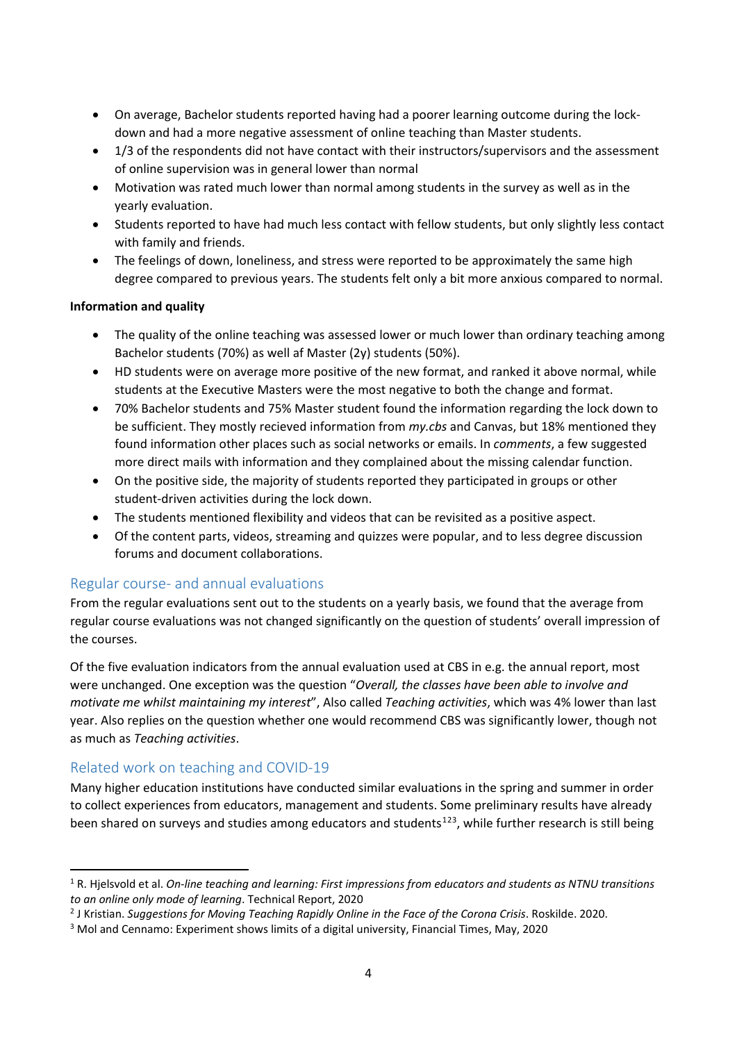- On average, Bachelor students reported having had a poorer learning outcome during the lock-down and had a more negative assessment of online teaching than Master students.
- 1/3 of the respondents did not have contact with their instructors/supervisors and the assessment of online supervision was in general lower than normal
- Motivation was rated much lower than normal among students in the survey as well as in the yearly evaluation.
- Students reported to have had much less contact with fellow students, but only slightly less contact with family and friends.
- The feelings of down, loneliness, and stress were reported to be approximately the same high degree compared to previous years. The students felt only a bit more anxious compared to normal.

**Information and quality**

- The quality of the online teaching was assessed lower or much lower than ordinary teaching among Bachelor students (70%) as well af Master (2y) students (50%).
- HD students were on average more positive of the new format, and ranked it above normal, while students at the Executive Masters were the most negative to both the change and format.
- 70% Bachelor students and 75% Master student found the information regarding the lock down to be sufficient. They mostly recieved information from *my.cbs* and Canvas, but 18% mentioned they found information other places such as social networks or emails. In *comments*, a few suggested more direct mails with information and they complained about the missing calendar function.
- On the positive side, the majority of students reported they participated in groups or other student-driven activities during the lock down.
- The students mentioned flexibility and videos that can be revisited as a positive aspect.
- Of the content parts, videos, streaming and quizzes were popular, and to less degree discussion forums and document collaborations.

## Regular course- and annual evaluations

From the regular evaluations sent out to the students on a yearly basis, we found that the average from regular course evaluations was not changed significantly on the question of students' overall impression of the courses.

Of the five evaluation indicators from the annual evaluation used at CBS in e.g. the annual report, most were unchanged. One exception was the question "*Overall, the classes have been able to involve and motivate me whilst maintaining my interest*", Also called *Teaching activities*, which was 4% lower than last year. Also replies on the question whether one would recommend CBS was significantly lower, though not as much as *Teaching activities*.

## Related work on teaching and COVID-19

Many higher education institutions have conducted similar evaluations in the spring and summer in order to collect experiences from educators, management and students. Some preliminary results have already been shared on surveys and studies among educators and students[1,2,3], while further research is still being

---

[1] R. Hjelsvold et al. *On-line teaching and learning: First impressions from educators and students as NTNU transitions to an online only mode of learning*. Technical Report, 2020

[2] J Kristian. *Suggestions for Moving Teaching Rapidly Online in the Face of the Corona Crisis*. Roskilde. 2020.

[3] Mol and Cennamo: Experiment shows limits of a digital university, Financial Times, May, 2020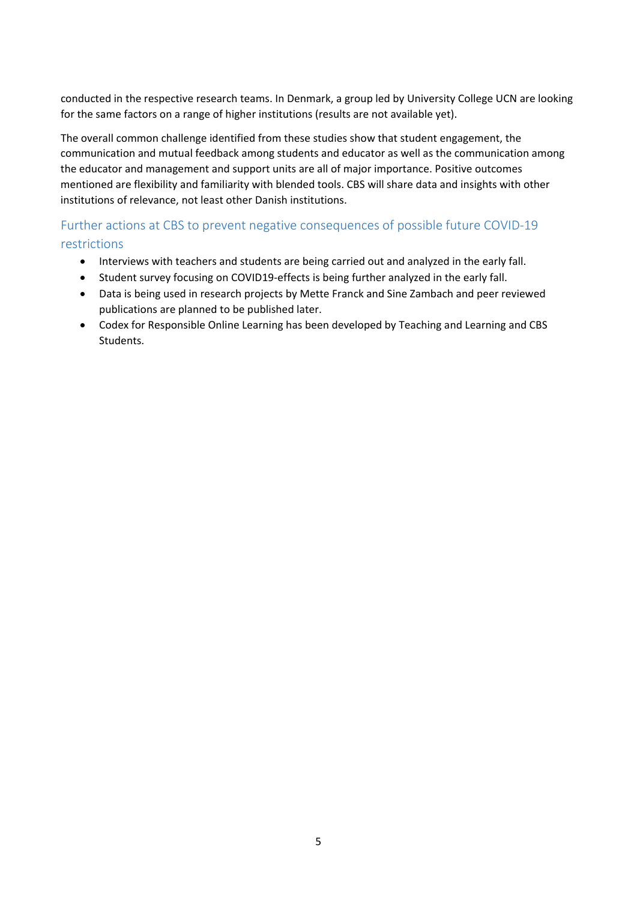conducted in the respective research teams. In Denmark, a group led by University College UCN are looking for the same factors on a range of higher institutions (results are not available yet).

The overall common challenge identified from these studies show that student engagement, the communication and mutual feedback among students and educator as well as the communication among the educator and management and support units are all of major importance. Positive outcomes mentioned are flexibility and familiarity with blended tools. CBS will share data and insights with other institutions of relevance, not least other Danish institutions.

## Further actions at CBS to prevent negative consequences of possible future COVID-19 restrictions

- Interviews with teachers and students are being carried out and analyzed in the early fall.
- Student survey focusing on COVID19-effects is being further analyzed in the early fall.
- Data is being used in research projects by Mette Franck and Sine Zambach and peer reviewed publications are planned to be published later.
- Codex for Responsible Online Learning has been developed by Teaching and Learning and CBS Students.